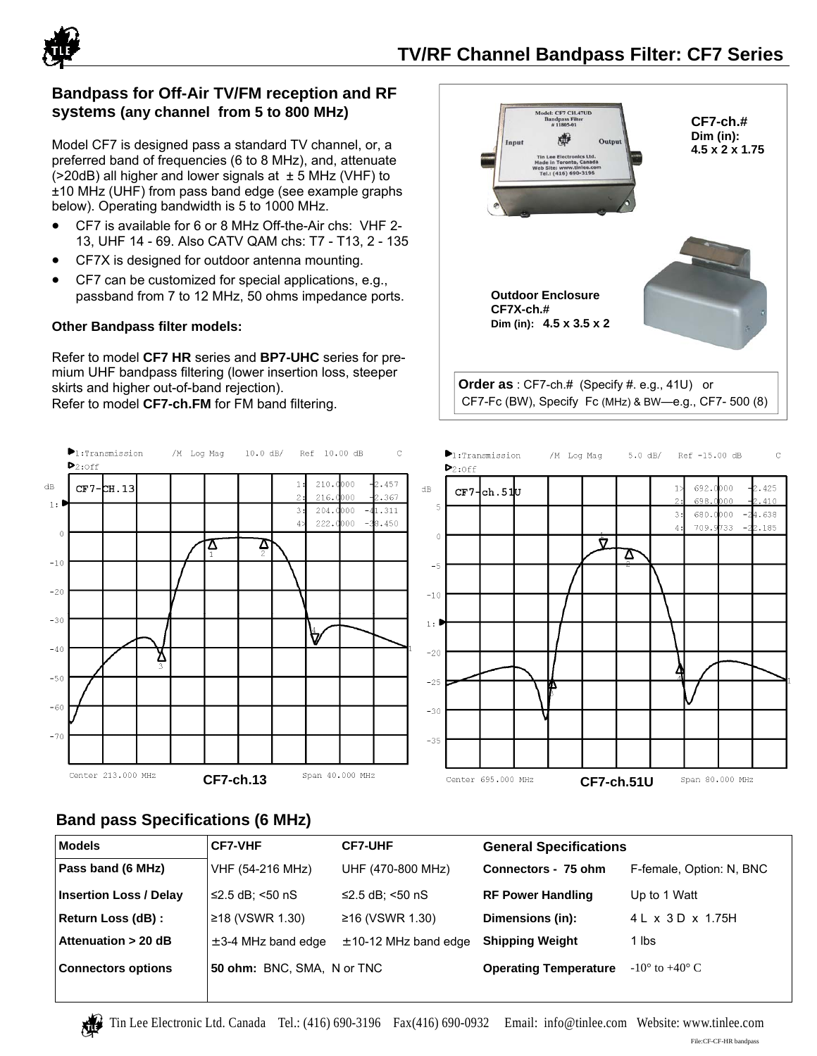# TV/RF Channel Bandpass Filter: CF7 Series

## Bandpass for Off-Air TV/FM reception and RF systems (any channel from 5 to 800 MHz)

Model CF7 is designed pass a standard TV channel, or, a preferred band of frequencies (6 to 8 MHz), and, attenuate (>20dB) all higher and lower signals at ± 5 MHz (VHF) to ±10 MHz (UHF) from pass band edge (see example graphs below). Operating bandwidth is 5 to 1000 MHz.

- CF7 is available for 6 or 8 MHz Off-the-Air chs: VHF 2-13, UHF 14 - 69. Also CATV QAM chs: T7 - T13, 2 - 135
- CF7X is designed for outdoor antenna mounting.
- CF7 can be customized for special applications, e.g., passband from 7 to 12 MHz, 50 ohms impedance ports.

**Other Bandpass filter models:**

Refer to model **CF7 HR** series and **BP7-UHC** series for premium UHF bandpass filtering (lower insertion loss, steeper skirts and higher out-of-band rejection).
Refer to model **CF7-ch.FM** for FM band filtering.

**CF7-ch.#**
**Dim (in):**
**4.5 x 2 x 1.75**

**Outdoor Enclosure**
**CF7X-ch.#**
**Dim (in): 4.5 x 3.5 x 2**

**Order as** : CF7-ch.# (Specify #. e.g., 41U) or
CF7-Fc (BW), Specify Fc (MHz) & BW—e.g., CF7- 500 (8)

1:Transmission /M Log Mag 10.0 dB/ Ref 10.00 dB C
2:Off
CF7-CH.13
1: 210.0000 -2.457
2: 216.0000 -2.367
3: 204.0000 -41.311
4: 222.0000 -38.450
Center 213.000 MHz Span 40.000 MHz

**CF7-ch.13**

1:Transmission /M Log Mag 5.0 dB/ Ref -15.00 dB C
2:Off
CF7-ch.51U
1: 692.0000 -2.425
2: 698.0000 -2.410
3: 680.0000 -24.638
4: 709.9733 -22.185
Center 695.000 MHz Span 80.000 MHz

**CF7-ch.51U**

## Band pass Specifications (6 MHz)

| Models | CF7-VHF | CF7-UHF | General Specifications | |
|---|---|---|---|---|
| Pass band (6 MHz) | VHF (54-216 MHz) | UHF (470-800 MHz) | Connectors - 75 ohm | F-female, Option: N, BNC |
| Insertion Loss / Delay | ≤2.5 dB; <50 nS | ≤2.5 dB; <50 nS | RF Power Handling | Up to 1 Watt |
| Return Loss (dB) : | ≥18 (VSWR 1.30) | ≥16 (VSWR 1.30) | Dimensions (in): | 4 L x 3 D x 1.75H |
| Attenuation > 20 dB | ±3-4 MHz band edge | ±10-12 MHz band edge | Shipping Weight | 1 lbs |
| Connectors options | 50 ohm: BNC, SMA, N or TNC | | Operating Temperature | -10° to +40° C |

Tin Lee Electronic Ltd. Canada Tel.: (416) 690-3196 Fax(416) 690-0932 Email: info@tinlee.com Website: www.tinlee.com

File:CF-CF-HR bandpass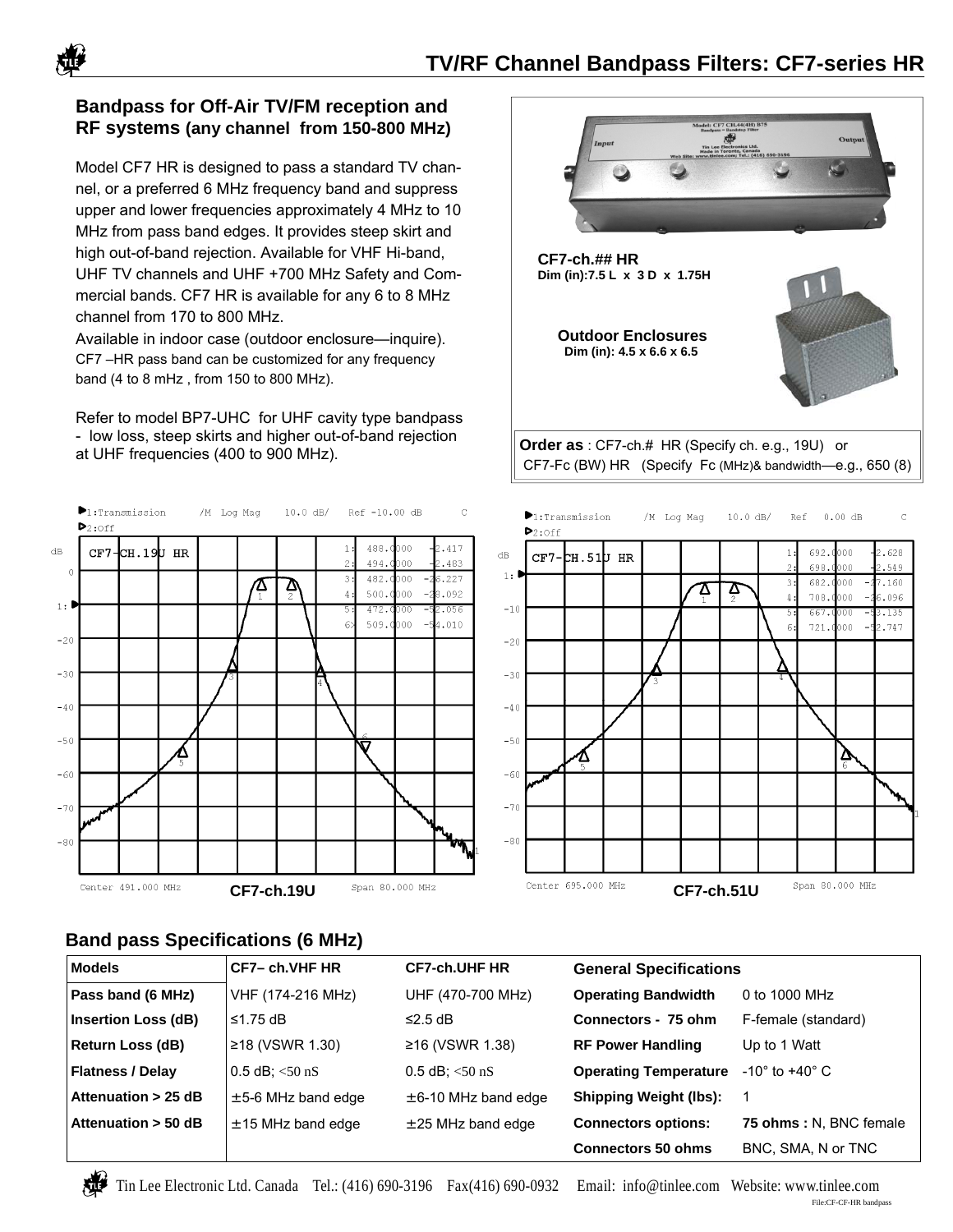# TV/RF Channel Bandpass Filters: CF7-series HR

## Bandpass for Off-Air TV/FM reception and RF systems (any channel from 150-800 MHz)

Model CF7 HR is designed to pass a standard TV channel, or a preferred 6 MHz frequency band and suppress upper and lower frequencies approximately 4 MHz to 10 MHz from pass band edges. It provides steep skirt and high out-of-band rejection. Available for VHF Hi-band, UHF TV channels and UHF +700 MHz Safety and Commercial bands. CF7 HR is available for any 6 to 8 MHz channel from 170 to 800 MHz.

Available in indoor case (outdoor enclosure—inquire). CF7 –HR pass band can be customized for any frequency band (4 to 8 mHz , from 150 to 800 MHz).

Refer to model BP7-UHC for UHF cavity type bandpass - low loss, steep skirts and higher out-of-band rejection at UHF frequencies (400 to 900 MHz).

Model: CF7 CH.44(4H) B75
Bandpass – Bandstop Filter
Input
Output
Tin Lee Electronics Ltd.
Made in Toronto, Canada
Web Site: www.tinlee.com; Tel.: (416) 690-3196

**CF7-ch.## HR**
**Dim (in):7.5 L x 3 D x 1.75H**

**Outdoor Enclosures**
**Dim (in): 4.5 x 6.6 x 6.5**

**Order as** : CF7-ch.# HR (Specify ch. e.g., 19U) or
CF7-Fc (BW) HR (Specify Fc (MHz)& bandwidth—e.g., 650 (8)

1:Transmission /M Log Mag 10.0 dB/ Ref -10.00 dB C
2:Off
CF7-CH.19U HR
1: 488.0000 -2.417
2: 494.0000 -2.483
3: 482.0000 -26.227
4: 500.0000 -28.092
5: 472.0000 -52.056
6> 509.0000 -54.010
dB
0
-20
-30
-40
-50
-60
-70
-80
Center 491.000 MHz Span 80.000 MHz

CF7-ch.19U

1:Transmission /M Log Mag 10.0 dB/ Ref 0.00 dB C
2:Off
CF7-CH.51U HR
1: 692.0000 -2.628
2: 698.0000 -2.549
3: 682.0000 -27.160
4: 708.0000 -26.096
5: 667.0000 -53.135
6: 721.0000 -52.747
dB
-10
-20
-30
-40
-50
-60
-70
-80
Center 695.000 MHz Span 80.000 MHz

CF7-ch.51U

## Band pass Specifications (6 MHz)

| Models | CF7– ch.VHF HR | CF7-ch.UHF HR | General Specifications | |
|---|---|---|---|---|
| Pass band (6 MHz) | VHF (174-216 MHz) | UHF (470-700 MHz) | Operating Bandwidth | 0 to 1000 MHz |
| Insertion Loss (dB) | ≤1.75 dB | ≤2.5 dB | Connectors - 75 ohm | F-female (standard) |
| Return Loss (dB) | ≥18 (VSWR 1.30) | ≥16 (VSWR 1.38) | RF Power Handling | Up to 1 Watt |
| Flatness / Delay | 0.5 dB; <50 nS | 0.5 dB; <50 nS | Operating Temperature | -10° to +40° C |
| Attenuation > 25 dB | ±5-6 MHz band edge | ±6-10 MHz band edge | Shipping Weight (lbs): | 1 |
| Attenuation > 50 dB | ±15 MHz band edge | ±25 MHz band edge | Connectors options: | **75 ohms :** N, BNC female |
| | | | Connectors 50 ohms | BNC, SMA, N or TNC |

Tin Lee Electronic Ltd. Canada Tel.: (416) 690-3196 Fax(416) 690-0932 Email: info@tinlee.com Website: www.tinlee.com

File:CF-CF-HR bandpass